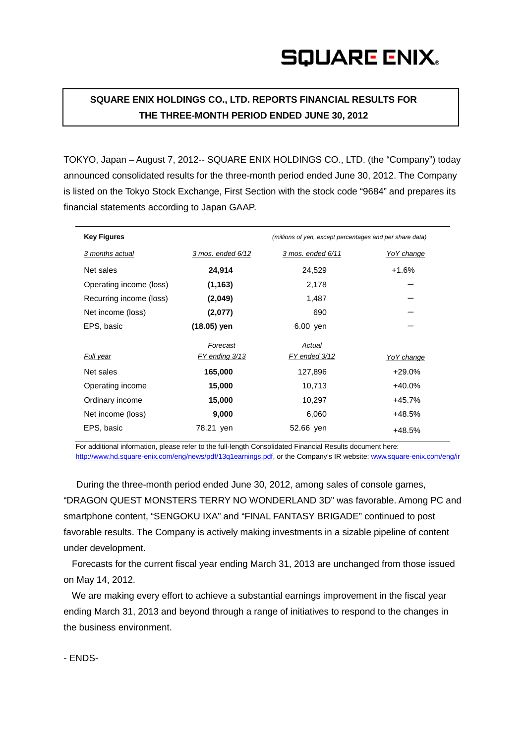SQUARE ENIX.

# SQUARE ENIX HOLDINGS CO., LTD. REPORTS FINANCIAL RESULTS FOR THE THREE-MONTH PERIOD ENDED JUNE 30, 2012

TOKYO, Japan – August 7, 2012-- SQUARE ENIX HOLDINGS CO., LTD. (the "Company") today announced consolidated results for the three-month period ended June 30, 2012. The Company is listed on the Tokyo Stock Exchange, First Section with the stock code "9684" and prepares its financial statements according to Japan GAAP.

| **Key Figures** | | *(millions of yen, except percentages and per share data)* | |
|---|---|---|---|
| *3 months actual* | *3 mos. ended 6/12* | *3 mos. ended 6/11* | *YoY change* |
| Net sales | **24,914** | 24,529 | +1.6% |
| Operating income (loss) | **(1,163)** | 2,178 | – |
| Recurring income (loss) | **(2,049)** | 1,487 | – |
| Net income (loss) | **(2,077)** | 690 | – |
| EPS, basic | **(18.05) yen** | 6.00 yen | – |
| *Full year* | *Forecast FY ending 3/13* | *Actual FY ended 3/12* | *YoY change* |
| Net sales | **165,000** | 127,896 | +29.0% |
| Operating income | **15,000** | 10,713 | +40.0% |
| Ordinary income | **15,000** | 10,297 | +45.7% |
| Net income (loss) | **9,000** | 6,060 | +48.5% |
| EPS, basic | 78.21 yen | 52.66 yen | +48.5% |

For additional information, please refer to the full-length Consolidated Financial Results document here: http://www.hd.square-enix.com/eng/news/pdf/13q1earnings.pdf, or the Company's IR website: www.square-enix.com/eng/ir

During the three-month period ended June 30, 2012, among sales of console games, "DRAGON QUEST MONSTERS TERRY NO WONDERLAND 3D" was favorable. Among PC and smartphone content, "SENGOKU IXA" and "FINAL FANTASY BRIGADE" continued to post favorable results. The Company is actively making investments in a sizable pipeline of content under development.

Forecasts for the current fiscal year ending March 31, 2013 are unchanged from those issued on May 14, 2012.

We are making every effort to achieve a substantial earnings improvement in the fiscal year ending March 31, 2013 and beyond through a range of initiatives to respond to the changes in the business environment.

- ENDS-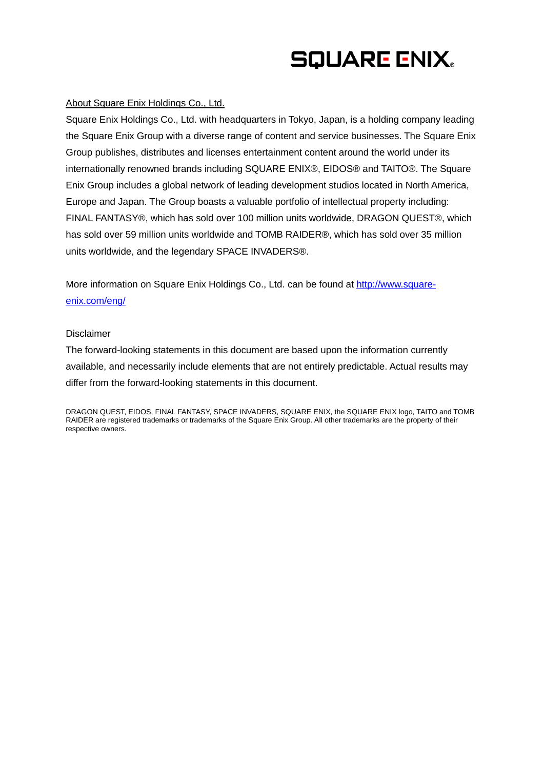SQUARE ENIX.

About Square Enix Holdings Co., Ltd.

Square Enix Holdings Co., Ltd. with headquarters in Tokyo, Japan, is a holding company leading the Square Enix Group with a diverse range of content and service businesses. The Square Enix Group publishes, distributes and licenses entertainment content around the world under its internationally renowned brands including SQUARE ENIX®, EIDOS® and TAITO®. The Square Enix Group includes a global network of leading development studios located in North America, Europe and Japan. The Group boasts a valuable portfolio of intellectual property including: FINAL FANTASY®, which has sold over 100 million units worldwide, DRAGON QUEST®, which has sold over 59 million units worldwide and TOMB RAIDER®, which has sold over 35 million units worldwide, and the legendary SPACE INVADERS®.

More information on Square Enix Holdings Co., Ltd. can be found at [http://www.square-enix.com/eng/](http://www.square-enix.com/eng/)

Disclaimer

The forward-looking statements in this document are based upon the information currently available, and necessarily include elements that are not entirely predictable. Actual results may differ from the forward-looking statements in this document.

DRAGON QUEST, EIDOS, FINAL FANTASY, SPACE INVADERS, SQUARE ENIX, the SQUARE ENIX logo, TAITO and TOMB RAIDER are registered trademarks or trademarks of the Square Enix Group. All other trademarks are the property of their respective owners.